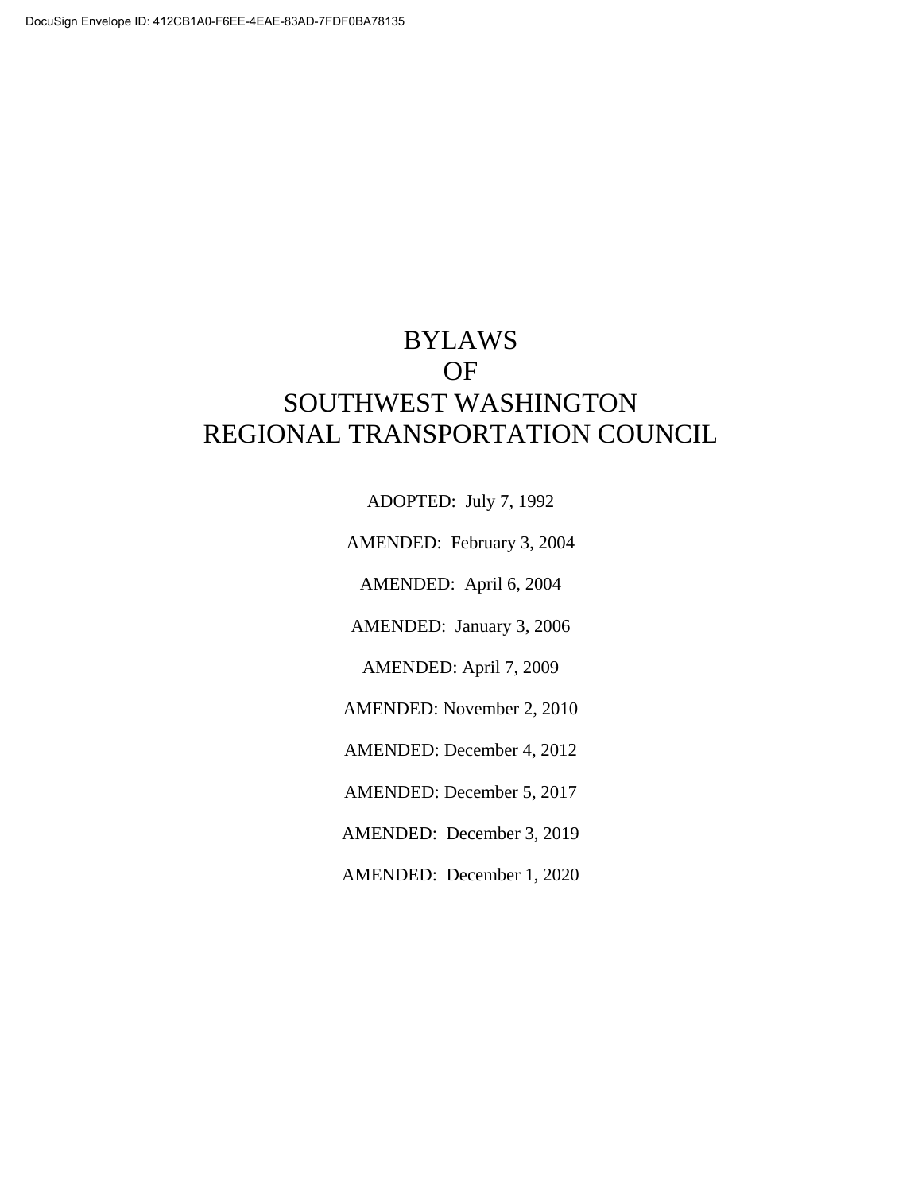# BYLAWS
# OF
# SOUTHWEST WASHINGTON
# REGIONAL TRANSPORTATION COUNCIL

ADOPTED: July 7, 1992

AMENDED: February 3, 2004

AMENDED: April 6, 2004

AMENDED: January 3, 2006

AMENDED: April 7, 2009

AMENDED: November 2, 2010

AMENDED: December 4, 2012

AMENDED: December 5, 2017

AMENDED: December 3, 2019

AMENDED: December 1, 2020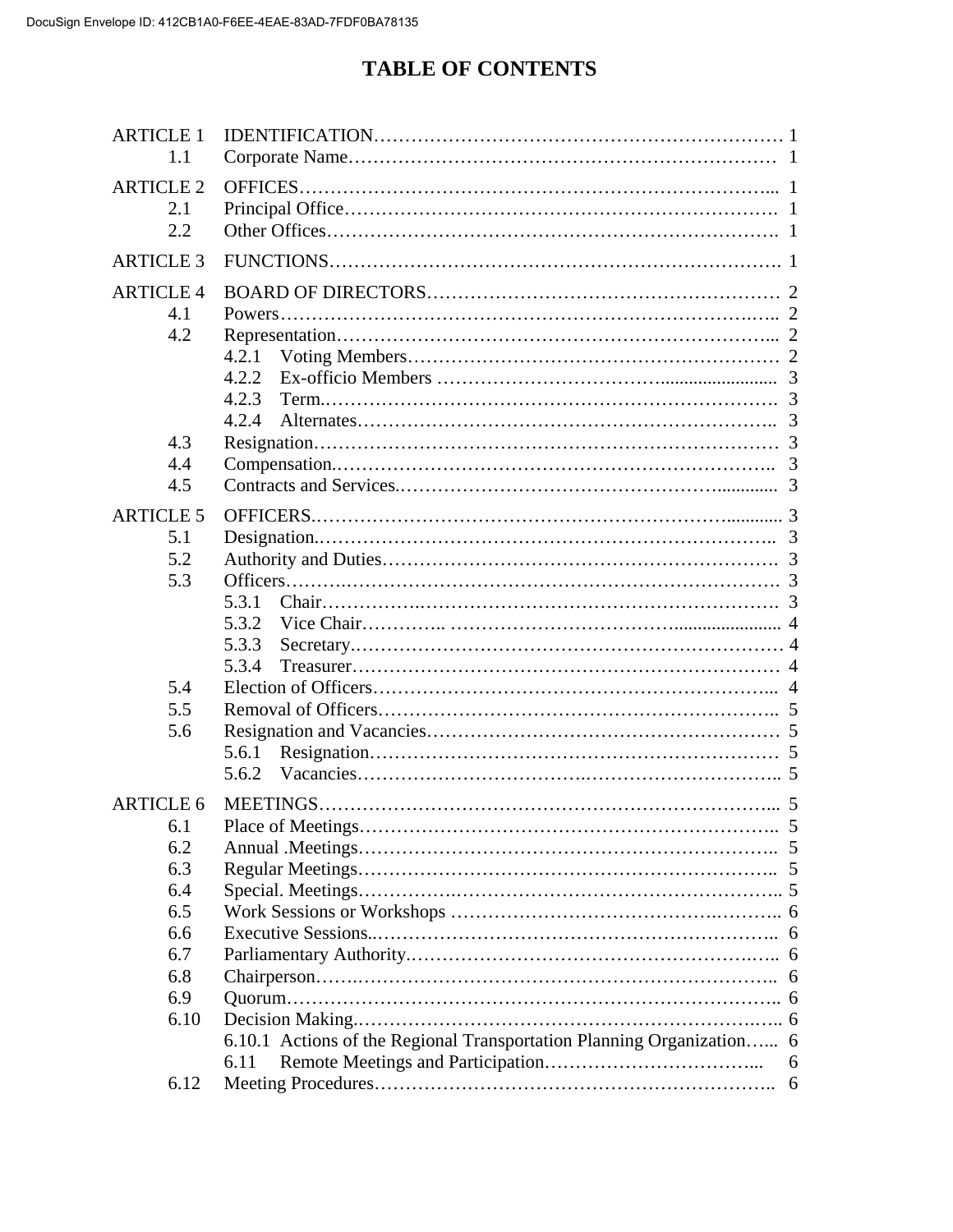# TABLE OF CONTENTS

| | | |
|---|---|---|
| ARTICLE 1 | IDENTIFICATION | 1 |
| 1.1 | Corporate Name | 1 |
| ARTICLE 2 | OFFICES | 1 |
| 2.1 | Principal Office | 1 |
| 2.2 | Other Offices | 1 |
| ARTICLE 3 | FUNCTIONS | 1 |
| ARTICLE 4 | BOARD OF DIRECTORS | 2 |
| 4.1 | Powers | 2 |
| 4.2 | Representation | 2 |
| | 4.2.1 Voting Members | 2 |
| | 4.2.2 Ex-officio Members | 3 |
| | 4.2.3 Term. | 3 |
| | 4.2.4 Alternates | 3 |
| 4.3 | Resignation | 3 |
| 4.4 | Compensation. | 3 |
| 4.5 | Contracts and Services. | 3 |
| ARTICLE 5 | OFFICERS. | 3 |
| 5.1 | Designation. | 3 |
| 5.2 | Authority and Duties | 3 |
| 5.3 | Officers | 3 |
| | 5.3.1 Chair | 3 |
| | 5.3.2 Vice Chair | 4 |
| | 5.3.3 Secretary. | 4 |
| | 5.3.4 Treasurer | 4 |
| 5.4 | Election of Officers | 4 |
| 5.5 | Removal of Officers | 5 |
| 5.6 | Resignation and Vacancies | 5 |
| | 5.6.1 Resignation | 5 |
| | 5.6.2 Vacancies | 5 |
| ARTICLE 6 | MEETINGS | 5 |
| 6.1 | Place of Meetings | 5 |
| 6.2 | Annual .Meetings | 5 |
| 6.3 | Regular Meetings | 5 |
| 6.4 | Special. Meetings | 5 |
| 6.5 | Work Sessions or Workshops | 6 |
| 6.6 | Executive Sessions. | 6 |
| 6.7 | Parliamentary Authority. | 6 |
| 6.8 | Chairperson | 6 |
| 6.9 | Quorum | 6 |
| 6.10 | Decision Making. | 6 |
| | 6.10.1 Actions of the Regional Transportation Planning Organization | 6 |
| | 6.11 Remote Meetings and Participation | 6 |
| 6.12 | Meeting Procedures | 6 |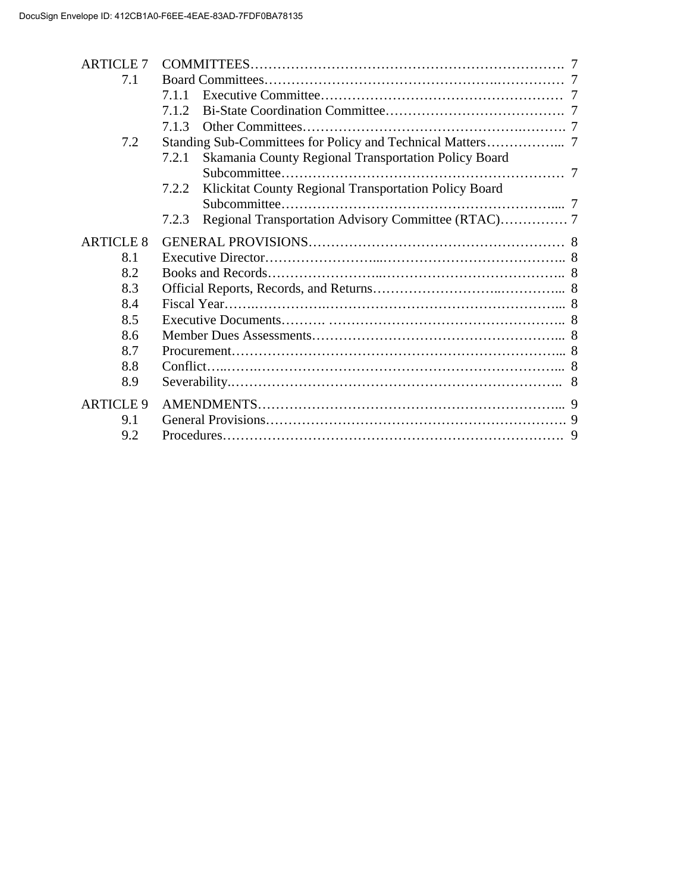| | | |
|---|---|---|
| ARTICLE 7 | COMMITTEES | 7 |
| 7.1 | Board Committees | 7 |
| | 7.1.1 Executive Committee | 7 |
| | 7.1.2 Bi-State Coordination Committee | 7 |
| | 7.1.3 Other Committees | 7 |
| 7.2 | Standing Sub-Committees for Policy and Technical Matters | 7 |
| | 7.2.1 Skamania County Regional Transportation Policy Board Subcommittee | 7 |
| | 7.2.2 Klickitat County Regional Transportation Policy Board Subcommittee | 7 |
| | 7.2.3 Regional Transportation Advisory Committee (RTAC) | 7 |
| ARTICLE 8 | GENERAL PROVISIONS | 8 |
| 8.1 | Executive Director | 8 |
| 8.2 | Books and Records | 8 |
| 8.3 | Official Reports, Records, and Returns | 8 |
| 8.4 | Fiscal Year | 8 |
| 8.5 | Executive Documents | 8 |
| 8.6 | Member Dues Assessments | 8 |
| 8.7 | Procurement | 8 |
| 8.8 | Conflict | 8 |
| 8.9 | Severability | 8 |
| ARTICLE 9 | AMENDMENTS | 9 |
| 9.1 | General Provisions | 9 |
| 9.2 | Procedures | 9 |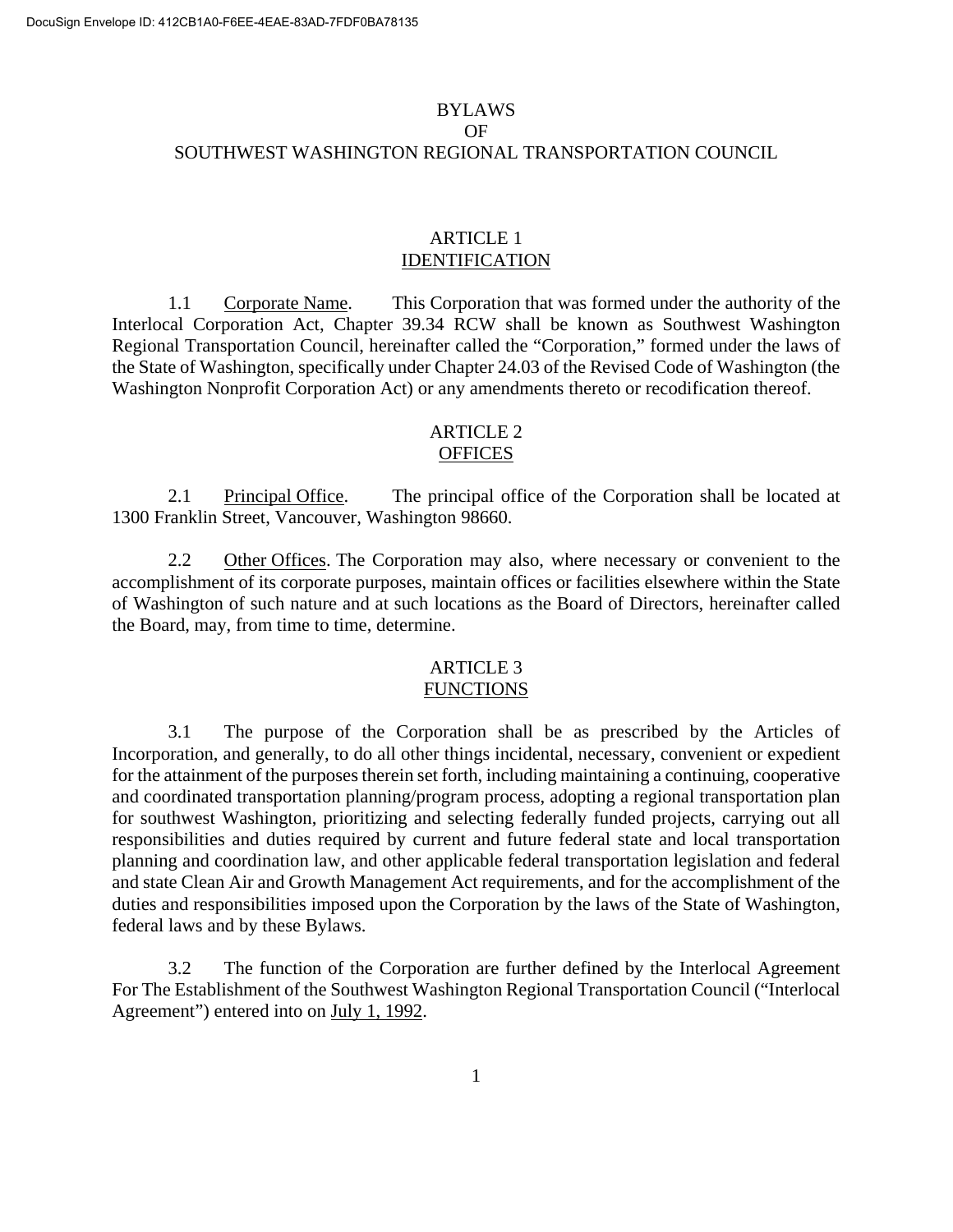# BYLAWS
# OF
# SOUTHWEST WASHINGTON REGIONAL TRANSPORTATION COUNCIL

## ARTICLE 1
## IDENTIFICATION

1.1 Corporate Name. This Corporation that was formed under the authority of the Interlocal Corporation Act, Chapter 39.34 RCW shall be known as Southwest Washington Regional Transportation Council, hereinafter called the "Corporation," formed under the laws of the State of Washington, specifically under Chapter 24.03 of the Revised Code of Washington (the Washington Nonprofit Corporation Act) or any amendments thereto or recodification thereof.

## ARTICLE 2
## OFFICES

2.1 Principal Office. The principal office of the Corporation shall be located at 1300 Franklin Street, Vancouver, Washington 98660.

2.2 Other Offices. The Corporation may also, where necessary or convenient to the accomplishment of its corporate purposes, maintain offices or facilities elsewhere within the State of Washington of such nature and at such locations as the Board of Directors, hereinafter called the Board, may, from time to time, determine.

## ARTICLE 3
## FUNCTIONS

3.1 The purpose of the Corporation shall be as prescribed by the Articles of Incorporation, and generally, to do all other things incidental, necessary, convenient or expedient for the attainment of the purposes therein set forth, including maintaining a continuing, cooperative and coordinated transportation planning/program process, adopting a regional transportation plan for southwest Washington, prioritizing and selecting federally funded projects, carrying out all responsibilities and duties required by current and future federal state and local transportation planning and coordination law, and other applicable federal transportation legislation and federal and state Clean Air and Growth Management Act requirements, and for the accomplishment of the duties and responsibilities imposed upon the Corporation by the laws of the State of Washington, federal laws and by these Bylaws.

3.2 The function of the Corporation are further defined by the Interlocal Agreement For The Establishment of the Southwest Washington Regional Transportation Council ("Interlocal Agreement") entered into on July 1, 1992.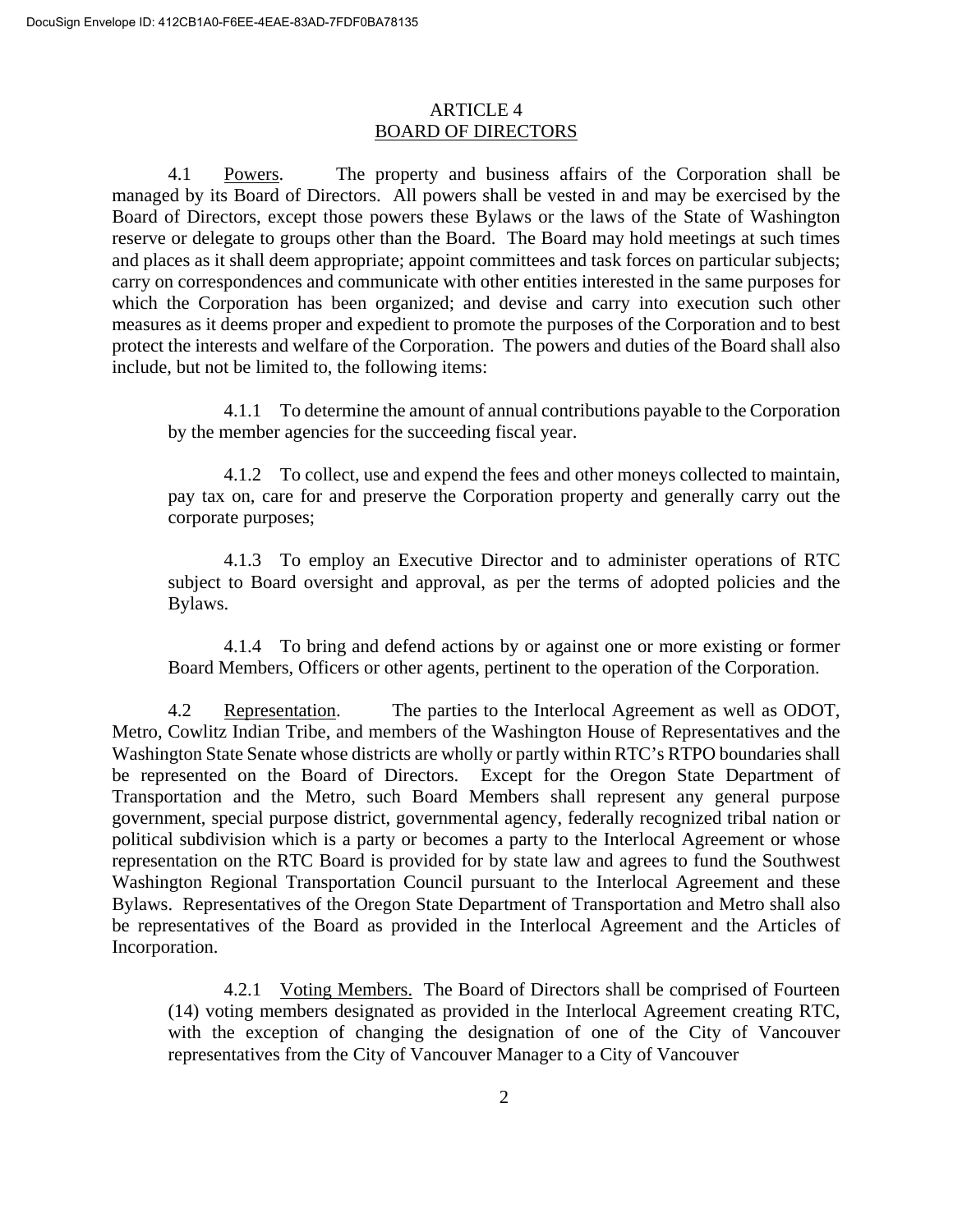## ARTICLE 4
## BOARD OF DIRECTORS

4.1 Powers. The property and business affairs of the Corporation shall be managed by its Board of Directors. All powers shall be vested in and may be exercised by the Board of Directors, except those powers these Bylaws or the laws of the State of Washington reserve or delegate to groups other than the Board. The Board may hold meetings at such times and places as it shall deem appropriate; appoint committees and task forces on particular subjects; carry on correspondences and communicate with other entities interested in the same purposes for which the Corporation has been organized; and devise and carry into execution such other measures as it deems proper and expedient to promote the purposes of the Corporation and to best protect the interests and welfare of the Corporation. The powers and duties of the Board shall also include, but not be limited to, the following items:

> 4.1.1 To determine the amount of annual contributions payable to the Corporation by the member agencies for the succeeding fiscal year.
>
> 4.1.2 To collect, use and expend the fees and other moneys collected to maintain, pay tax on, care for and preserve the Corporation property and generally carry out the corporate purposes;
>
> 4.1.3 To employ an Executive Director and to administer operations of RTC subject to Board oversight and approval, as per the terms of adopted policies and the Bylaws.
>
> 4.1.4 To bring and defend actions by or against one or more existing or former Board Members, Officers or other agents, pertinent to the operation of the Corporation.

4.2 Representation. The parties to the Interlocal Agreement as well as ODOT, Metro, Cowlitz Indian Tribe, and members of the Washington House of Representatives and the Washington State Senate whose districts are wholly or partly within RTC's RTPO boundaries shall be represented on the Board of Directors. Except for the Oregon State Department of Transportation and the Metro, such Board Members shall represent any general purpose government, special purpose district, governmental agency, federally recognized tribal nation or political subdivision which is a party or becomes a party to the Interlocal Agreement or whose representation on the RTC Board is provided for by state law and agrees to fund the Southwest Washington Regional Transportation Council pursuant to the Interlocal Agreement and these Bylaws. Representatives of the Oregon State Department of Transportation and Metro shall also be representatives of the Board as provided in the Interlocal Agreement and the Articles of Incorporation.

> 4.2.1 Voting Members. The Board of Directors shall be comprised of Fourteen (14) voting members designated as provided in the Interlocal Agreement creating RTC, with the exception of changing the designation of one of the City of Vancouver representatives from the City of Vancouver Manager to a City of Vancouver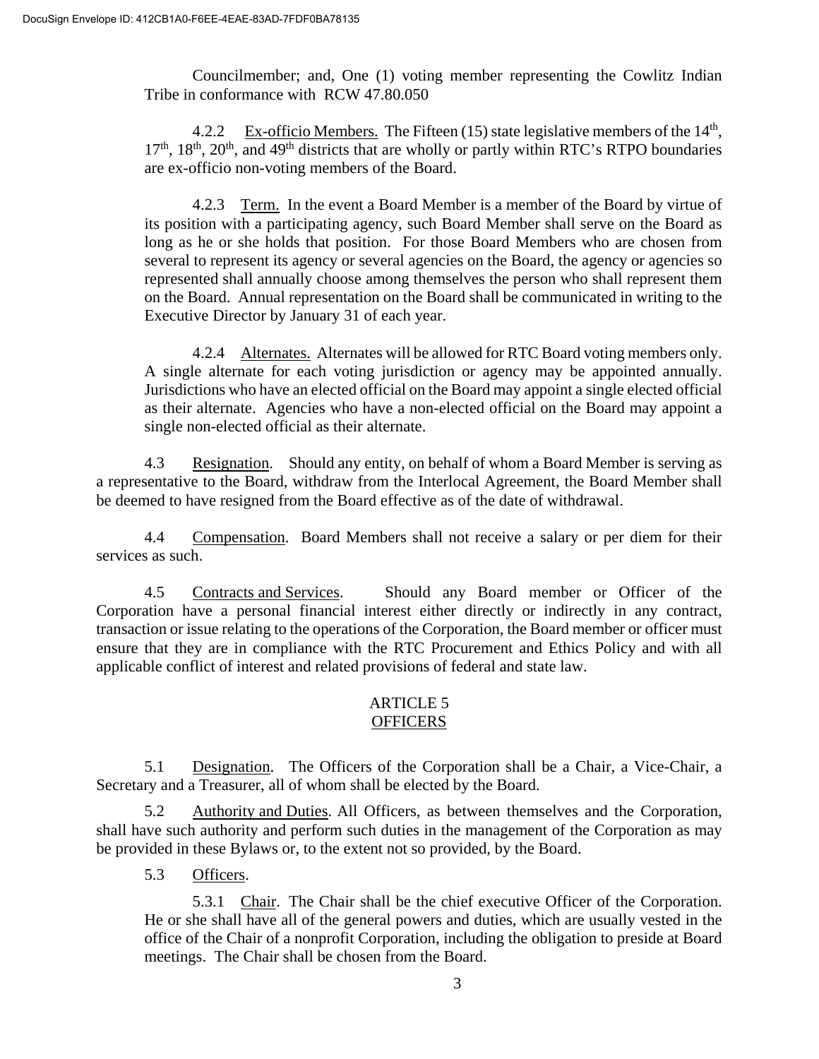Councilmember; and, One (1) voting member representing the Cowlitz Indian Tribe in conformance with RCW 47.80.050

4.2.2 Ex-officio Members. The Fifteen (15) state legislative members of the 14th, 17th, 18th, 20th, and 49th districts that are wholly or partly within RTC's RTPO boundaries are ex-officio non-voting members of the Board.

4.2.3 Term. In the event a Board Member is a member of the Board by virtue of its position with a participating agency, such Board Member shall serve on the Board as long as he or she holds that position. For those Board Members who are chosen from several to represent its agency or several agencies on the Board, the agency or agencies so represented shall annually choose among themselves the person who shall represent them on the Board. Annual representation on the Board shall be communicated in writing to the Executive Director by January 31 of each year.

4.2.4 Alternates. Alternates will be allowed for RTC Board voting members only. A single alternate for each voting jurisdiction or agency may be appointed annually. Jurisdictions who have an elected official on the Board may appoint a single elected official as their alternate. Agencies who have a non-elected official on the Board may appoint a single non-elected official as their alternate.

4.3 Resignation. Should any entity, on behalf of whom a Board Member is serving as a representative to the Board, withdraw from the Interlocal Agreement, the Board Member shall be deemed to have resigned from the Board effective as of the date of withdrawal.

4.4 Compensation. Board Members shall not receive a salary or per diem for their services as such.

4.5 Contracts and Services. Should any Board member or Officer of the Corporation have a personal financial interest either directly or indirectly in any contract, transaction or issue relating to the operations of the Corporation, the Board member or officer must ensure that they are in compliance with the RTC Procurement and Ethics Policy and with all applicable conflict of interest and related provisions of federal and state law.

## ARTICLE 5
## OFFICERS

5.1 Designation. The Officers of the Corporation shall be a Chair, a Vice-Chair, a Secretary and a Treasurer, all of whom shall be elected by the Board.

5.2 Authority and Duties. All Officers, as between themselves and the Corporation, shall have such authority and perform such duties in the management of the Corporation as may be provided in these Bylaws or, to the extent not so provided, by the Board.

5.3 Officers.

5.3.1 Chair. The Chair shall be the chief executive Officer of the Corporation. He or she shall have all of the general powers and duties, which are usually vested in the office of the Chair of a nonprofit Corporation, including the obligation to preside at Board meetings. The Chair shall be chosen from the Board.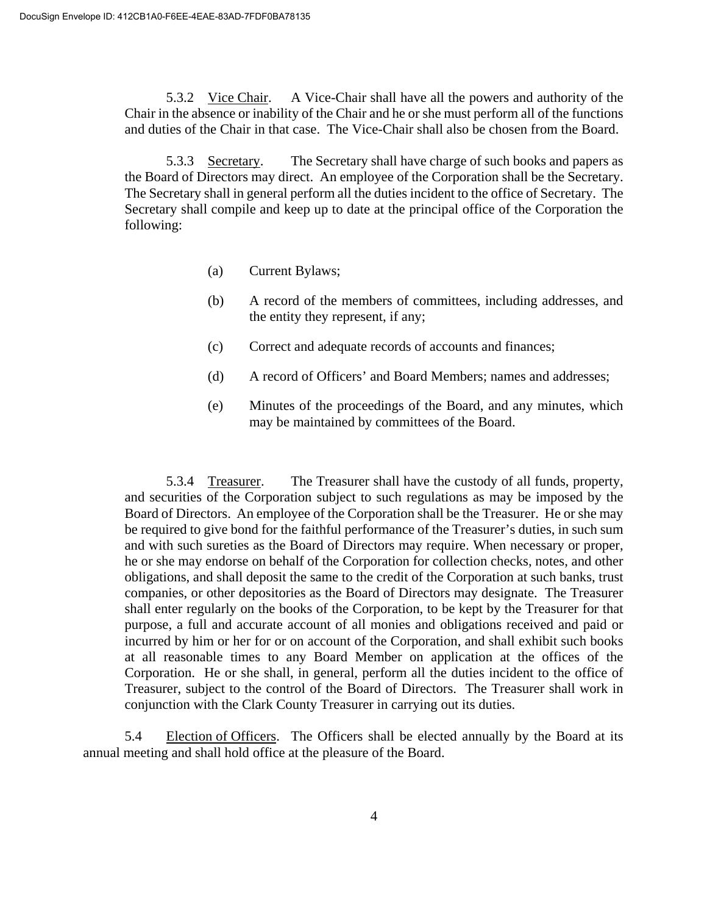5.3.2 Vice Chair. A Vice-Chair shall have all the powers and authority of the Chair in the absence or inability of the Chair and he or she must perform all of the functions and duties of the Chair in that case. The Vice-Chair shall also be chosen from the Board.

5.3.3 Secretary. The Secretary shall have charge of such books and papers as the Board of Directors may direct. An employee of the Corporation shall be the Secretary. The Secretary shall in general perform all the duties incident to the office of Secretary. The Secretary shall compile and keep up to date at the principal office of the Corporation the following:

(a) Current Bylaws;

(b) A record of the members of committees, including addresses, and the entity they represent, if any;

(c) Correct and adequate records of accounts and finances;

(d) A record of Officers' and Board Members; names and addresses;

(e) Minutes of the proceedings of the Board, and any minutes, which may be maintained by committees of the Board.

5.3.4 Treasurer. The Treasurer shall have the custody of all funds, property, and securities of the Corporation subject to such regulations as may be imposed by the Board of Directors. An employee of the Corporation shall be the Treasurer. He or she may be required to give bond for the faithful performance of the Treasurer's duties, in such sum and with such sureties as the Board of Directors may require. When necessary or proper, he or she may endorse on behalf of the Corporation for collection checks, notes, and other obligations, and shall deposit the same to the credit of the Corporation at such banks, trust companies, or other depositories as the Board of Directors may designate. The Treasurer shall enter regularly on the books of the Corporation, to be kept by the Treasurer for that purpose, a full and accurate account of all monies and obligations received and paid or incurred by him or her for or on account of the Corporation, and shall exhibit such books at all reasonable times to any Board Member on application at the offices of the Corporation. He or she shall, in general, perform all the duties incident to the office of Treasurer, subject to the control of the Board of Directors. The Treasurer shall work in conjunction with the Clark County Treasurer in carrying out its duties.

5.4 Election of Officers. The Officers shall be elected annually by the Board at its annual meeting and shall hold office at the pleasure of the Board.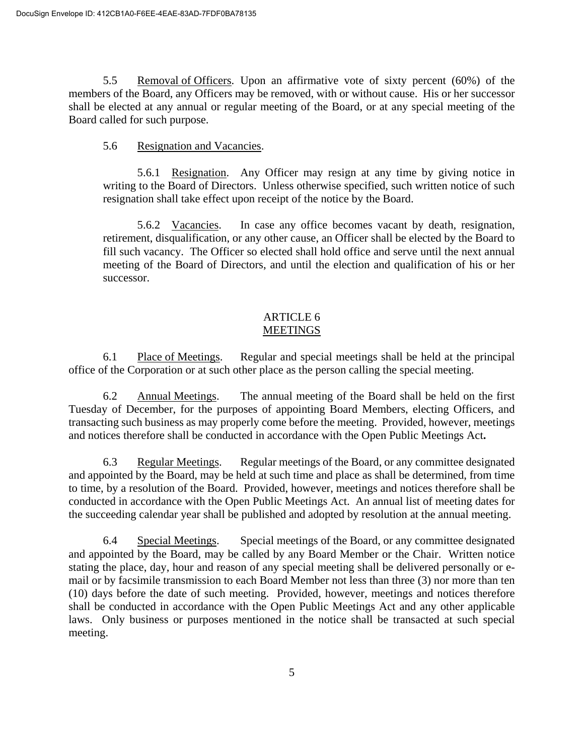5.5 Removal of Officers. Upon an affirmative vote of sixty percent (60%) of the members of the Board, any Officers may be removed, with or without cause. His or her successor shall be elected at any annual or regular meeting of the Board, or at any special meeting of the Board called for such purpose.

5.6 Resignation and Vacancies.

5.6.1 Resignation. Any Officer may resign at any time by giving notice in writing to the Board of Directors. Unless otherwise specified, such written notice of such resignation shall take effect upon receipt of the notice by the Board.

5.6.2 Vacancies. In case any office becomes vacant by death, resignation, retirement, disqualification, or any other cause, an Officer shall be elected by the Board to fill such vacancy. The Officer so elected shall hold office and serve until the next annual meeting of the Board of Directors, and until the election and qualification of his or her successor.

## ARTICLE 6
## MEETINGS

6.1 Place of Meetings. Regular and special meetings shall be held at the principal office of the Corporation or at such other place as the person calling the special meeting.

6.2 Annual Meetings. The annual meeting of the Board shall be held on the first Tuesday of December, for the purposes of appointing Board Members, electing Officers, and transacting such business as may properly come before the meeting. Provided, however, meetings and notices therefore shall be conducted in accordance with the Open Public Meetings Act**.**

6.3 Regular Meetings. Regular meetings of the Board, or any committee designated and appointed by the Board, may be held at such time and place as shall be determined, from time to time, by a resolution of the Board. Provided, however, meetings and notices therefore shall be conducted in accordance with the Open Public Meetings Act. An annual list of meeting dates for the succeeding calendar year shall be published and adopted by resolution at the annual meeting.

6.4 Special Meetings. Special meetings of the Board, or any committee designated and appointed by the Board, may be called by any Board Member or the Chair. Written notice stating the place, day, hour and reason of any special meeting shall be delivered personally or e-mail or by facsimile transmission to each Board Member not less than three (3) nor more than ten (10) days before the date of such meeting. Provided, however, meetings and notices therefore shall be conducted in accordance with the Open Public Meetings Act and any other applicable laws. Only business or purposes mentioned in the notice shall be transacted at such special meeting.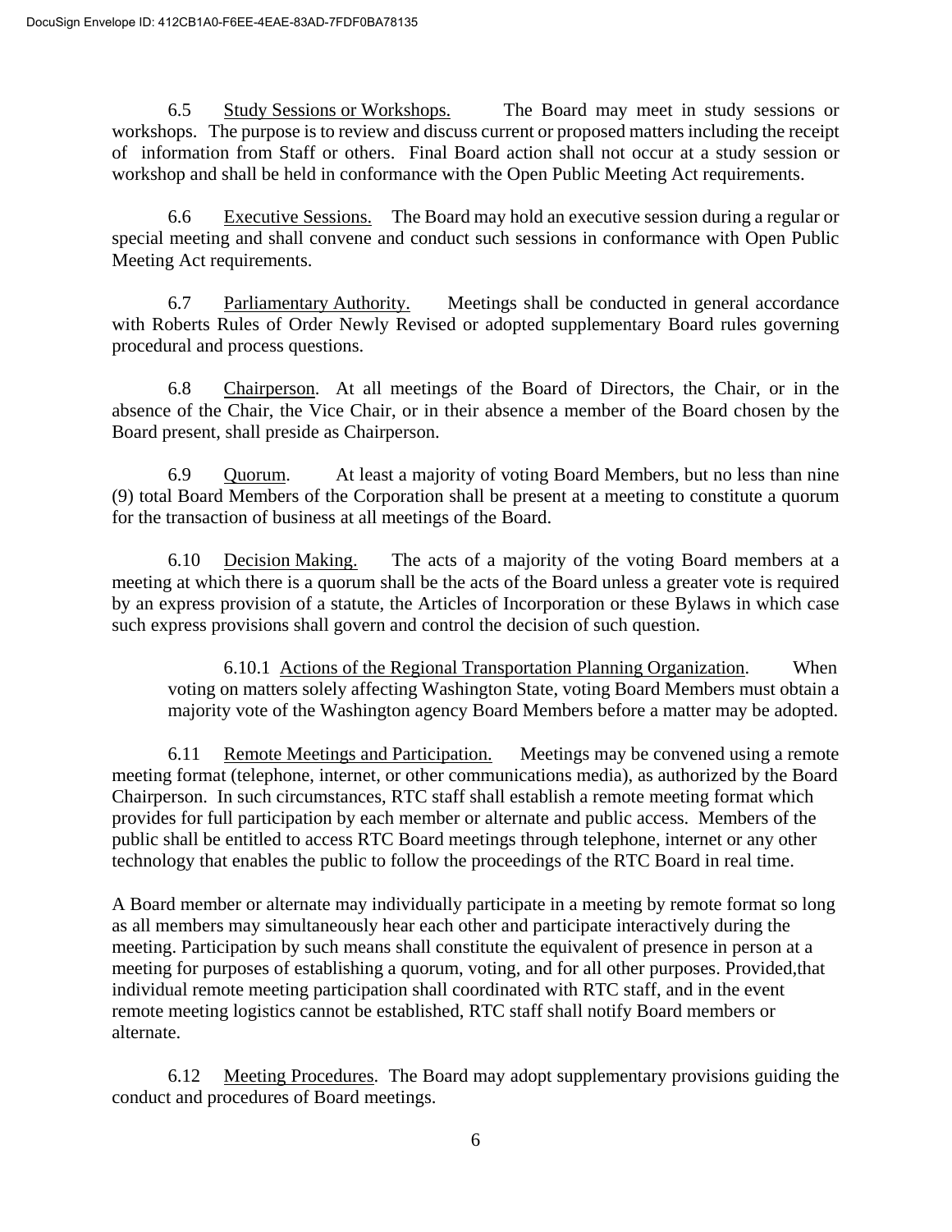6.5 Study Sessions or Workshops. The Board may meet in study sessions or workshops. The purpose is to review and discuss current or proposed matters including the receipt of information from Staff or others. Final Board action shall not occur at a study session or workshop and shall be held in conformance with the Open Public Meeting Act requirements.

6.6 Executive Sessions. The Board may hold an executive session during a regular or special meeting and shall convene and conduct such sessions in conformance with Open Public Meeting Act requirements.

6.7 Parliamentary Authority. Meetings shall be conducted in general accordance with Roberts Rules of Order Newly Revised or adopted supplementary Board rules governing procedural and process questions.

6.8 Chairperson. At all meetings of the Board of Directors, the Chair, or in the absence of the Chair, the Vice Chair, or in their absence a member of the Board chosen by the Board present, shall preside as Chairperson.

6.9 Quorum. At least a majority of voting Board Members, but no less than nine (9) total Board Members of the Corporation shall be present at a meeting to constitute a quorum for the transaction of business at all meetings of the Board.

6.10 Decision Making. The acts of a majority of the voting Board members at a meeting at which there is a quorum shall be the acts of the Board unless a greater vote is required by an express provision of a statute, the Articles of Incorporation or these Bylaws in which case such express provisions shall govern and control the decision of such question.

> 6.10.1 Actions of the Regional Transportation Planning Organization. When voting on matters solely affecting Washington State, voting Board Members must obtain a majority vote of the Washington agency Board Members before a matter may be adopted.

6.11 Remote Meetings and Participation. Meetings may be convened using a remote meeting format (telephone, internet, or other communications media), as authorized by the Board Chairperson. In such circumstances, RTC staff shall establish a remote meeting format which provides for full participation by each member or alternate and public access. Members of the public shall be entitled to access RTC Board meetings through telephone, internet or any other technology that enables the public to follow the proceedings of the RTC Board in real time.

A Board member or alternate may individually participate in a meeting by remote format so long as all members may simultaneously hear each other and participate interactively during the meeting. Participation by such means shall constitute the equivalent of presence in person at a meeting for purposes of establishing a quorum, voting, and for all other purposes. Provided,that individual remote meeting participation shall coordinated with RTC staff, and in the event remote meeting logistics cannot be established, RTC staff shall notify Board members or alternate.

6.12 Meeting Procedures. The Board may adopt supplementary provisions guiding the conduct and procedures of Board meetings.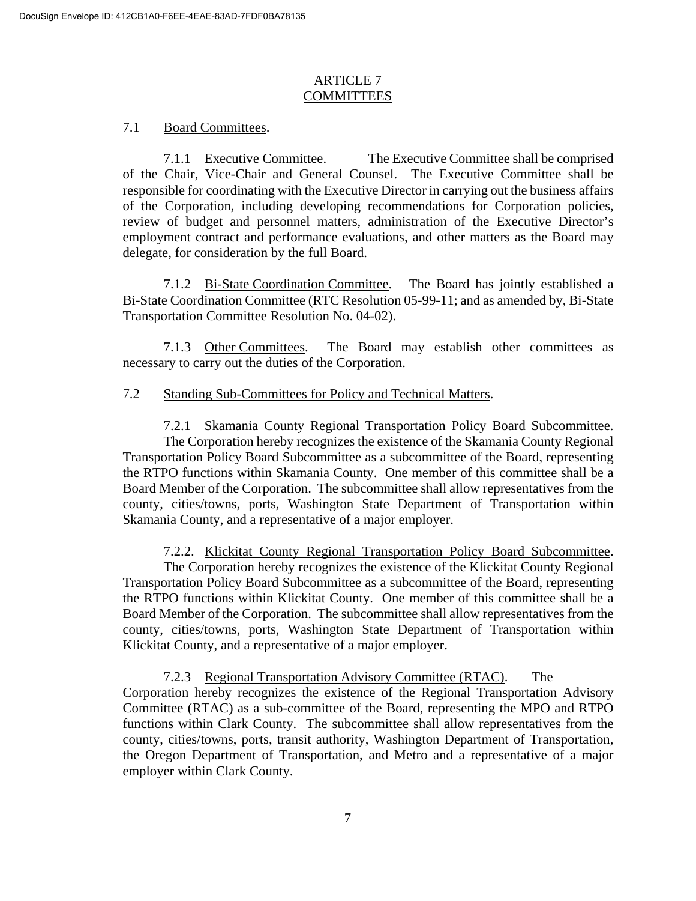## ARTICLE 7
## COMMITTEES

7.1 Board Committees.

7.1.1 Executive Committee. The Executive Committee shall be comprised of the Chair, Vice-Chair and General Counsel. The Executive Committee shall be responsible for coordinating with the Executive Director in carrying out the business affairs of the Corporation, including developing recommendations for Corporation policies, review of budget and personnel matters, administration of the Executive Director's employment contract and performance evaluations, and other matters as the Board may delegate, for consideration by the full Board.

7.1.2 Bi-State Coordination Committee. The Board has jointly established a Bi-State Coordination Committee (RTC Resolution 05-99-11; and as amended by, Bi-State Transportation Committee Resolution No. 04-02).

7.1.3 Other Committees. The Board may establish other committees as necessary to carry out the duties of the Corporation.

7.2 Standing Sub-Committees for Policy and Technical Matters.

7.2.1 Skamania County Regional Transportation Policy Board Subcommittee. The Corporation hereby recognizes the existence of the Skamania County Regional Transportation Policy Board Subcommittee as a subcommittee of the Board, representing the RTPO functions within Skamania County. One member of this committee shall be a Board Member of the Corporation. The subcommittee shall allow representatives from the county, cities/towns, ports, Washington State Department of Transportation within Skamania County, and a representative of a major employer.

7.2.2. Klickitat County Regional Transportation Policy Board Subcommittee. The Corporation hereby recognizes the existence of the Klickitat County Regional Transportation Policy Board Subcommittee as a subcommittee of the Board, representing the RTPO functions within Klickitat County. One member of this committee shall be a Board Member of the Corporation. The subcommittee shall allow representatives from the county, cities/towns, ports, Washington State Department of Transportation within Klickitat County, and a representative of a major employer.

7.2.3 Regional Transportation Advisory Committee (RTAC). The Corporation hereby recognizes the existence of the Regional Transportation Advisory Committee (RTAC) as a sub-committee of the Board, representing the MPO and RTPO functions within Clark County. The subcommittee shall allow representatives from the county, cities/towns, ports, transit authority, Washington Department of Transportation, the Oregon Department of Transportation, and Metro and a representative of a major employer within Clark County.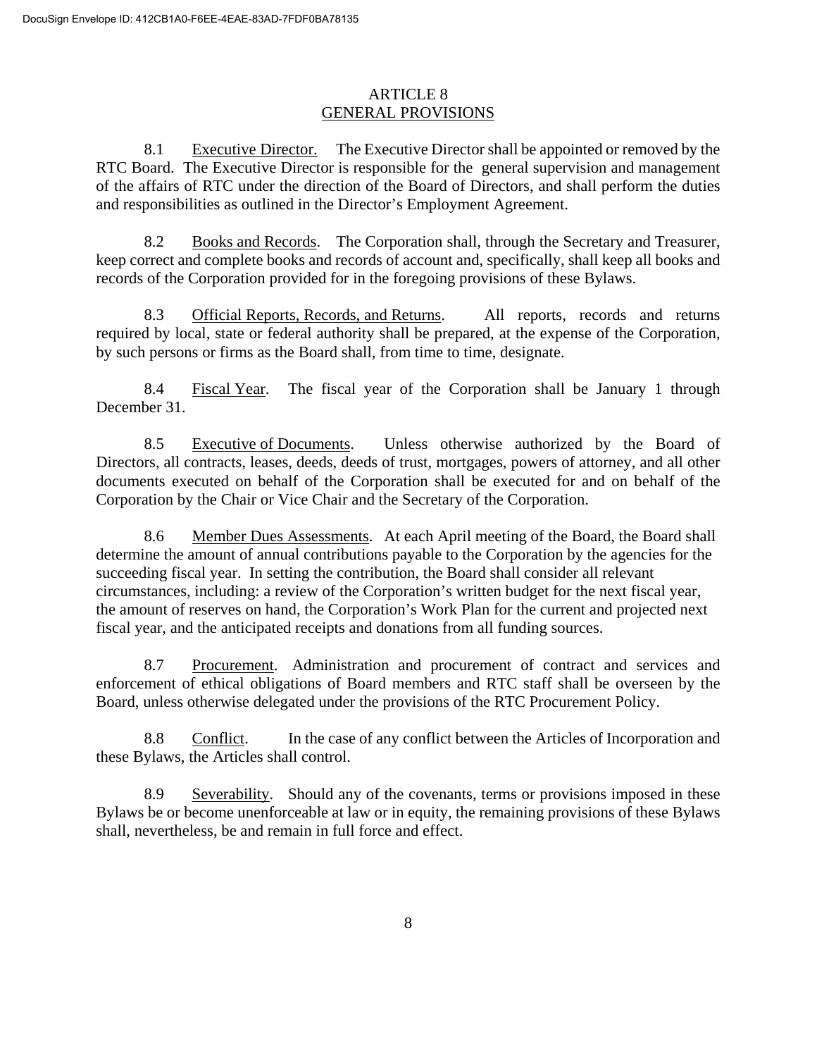# ARTICLE 8
## GENERAL PROVISIONS

8.1 Executive Director. The Executive Director shall be appointed or removed by the RTC Board. The Executive Director is responsible for the general supervision and management of the affairs of RTC under the direction of the Board of Directors, and shall perform the duties and responsibilities as outlined in the Director's Employment Agreement.

8.2 Books and Records. The Corporation shall, through the Secretary and Treasurer, keep correct and complete books and records of account and, specifically, shall keep all books and records of the Corporation provided for in the foregoing provisions of these Bylaws.

8.3 Official Reports, Records, and Returns. All reports, records and returns required by local, state or federal authority shall be prepared, at the expense of the Corporation, by such persons or firms as the Board shall, from time to time, designate.

8.4 Fiscal Year. The fiscal year of the Corporation shall be January 1 through December 31.

8.5 Executive of Documents. Unless otherwise authorized by the Board of Directors, all contracts, leases, deeds, deeds of trust, mortgages, powers of attorney, and all other documents executed on behalf of the Corporation shall be executed for and on behalf of the Corporation by the Chair or Vice Chair and the Secretary of the Corporation.

8.6 Member Dues Assessments. At each April meeting of the Board, the Board shall determine the amount of annual contributions payable to the Corporation by the agencies for the succeeding fiscal year. In setting the contribution, the Board shall consider all relevant circumstances, including: a review of the Corporation's written budget for the next fiscal year, the amount of reserves on hand, the Corporation's Work Plan for the current and projected next fiscal year, and the anticipated receipts and donations from all funding sources.

8.7 Procurement. Administration and procurement of contract and services and enforcement of ethical obligations of Board members and RTC staff shall be overseen by the Board, unless otherwise delegated under the provisions of the RTC Procurement Policy.

8.8 Conflict. In the case of any conflict between the Articles of Incorporation and these Bylaws, the Articles shall control.

8.9 Severability. Should any of the covenants, terms or provisions imposed in these Bylaws be or become unenforceable at law or in equity, the remaining provisions of these Bylaws shall, nevertheless, be and remain in full force and effect.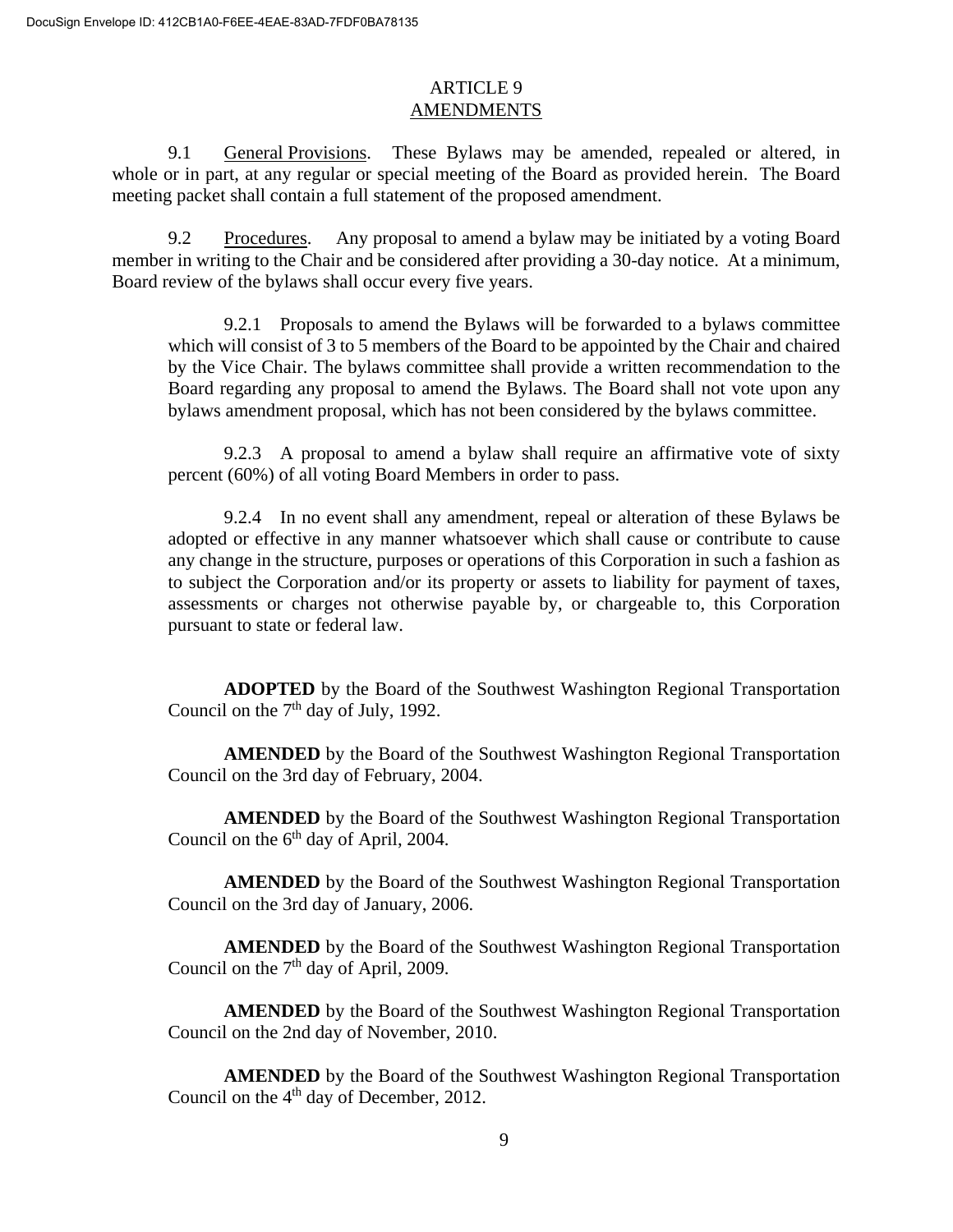# ARTICLE 9
## AMENDMENTS

9.1 General Provisions. These Bylaws may be amended, repealed or altered, in whole or in part, at any regular or special meeting of the Board as provided herein. The Board meeting packet shall contain a full statement of the proposed amendment.

9.2 Procedures. Any proposal to amend a bylaw may be initiated by a voting Board member in writing to the Chair and be considered after providing a 30-day notice. At a minimum, Board review of the bylaws shall occur every five years.

9.2.1 Proposals to amend the Bylaws will be forwarded to a bylaws committee which will consist of 3 to 5 members of the Board to be appointed by the Chair and chaired by the Vice Chair. The bylaws committee shall provide a written recommendation to the Board regarding any proposal to amend the Bylaws. The Board shall not vote upon any bylaws amendment proposal, which has not been considered by the bylaws committee.

9.2.3 A proposal to amend a bylaw shall require an affirmative vote of sixty percent (60%) of all voting Board Members in order to pass.

9.2.4 In no event shall any amendment, repeal or alteration of these Bylaws be adopted or effective in any manner whatsoever which shall cause or contribute to cause any change in the structure, purposes or operations of this Corporation in such a fashion as to subject the Corporation and/or its property or assets to liability for payment of taxes, assessments or charges not otherwise payable by, or chargeable to, this Corporation pursuant to state or federal law.

**ADOPTED** by the Board of the Southwest Washington Regional Transportation Council on the 7th day of July, 1992.

**AMENDED** by the Board of the Southwest Washington Regional Transportation Council on the 3rd day of February, 2004.

**AMENDED** by the Board of the Southwest Washington Regional Transportation Council on the 6th day of April, 2004.

**AMENDED** by the Board of the Southwest Washington Regional Transportation Council on the 3rd day of January, 2006.

**AMENDED** by the Board of the Southwest Washington Regional Transportation Council on the 7th day of April, 2009.

**AMENDED** by the Board of the Southwest Washington Regional Transportation Council on the 2nd day of November, 2010.

**AMENDED** by the Board of the Southwest Washington Regional Transportation Council on the 4th day of December, 2012.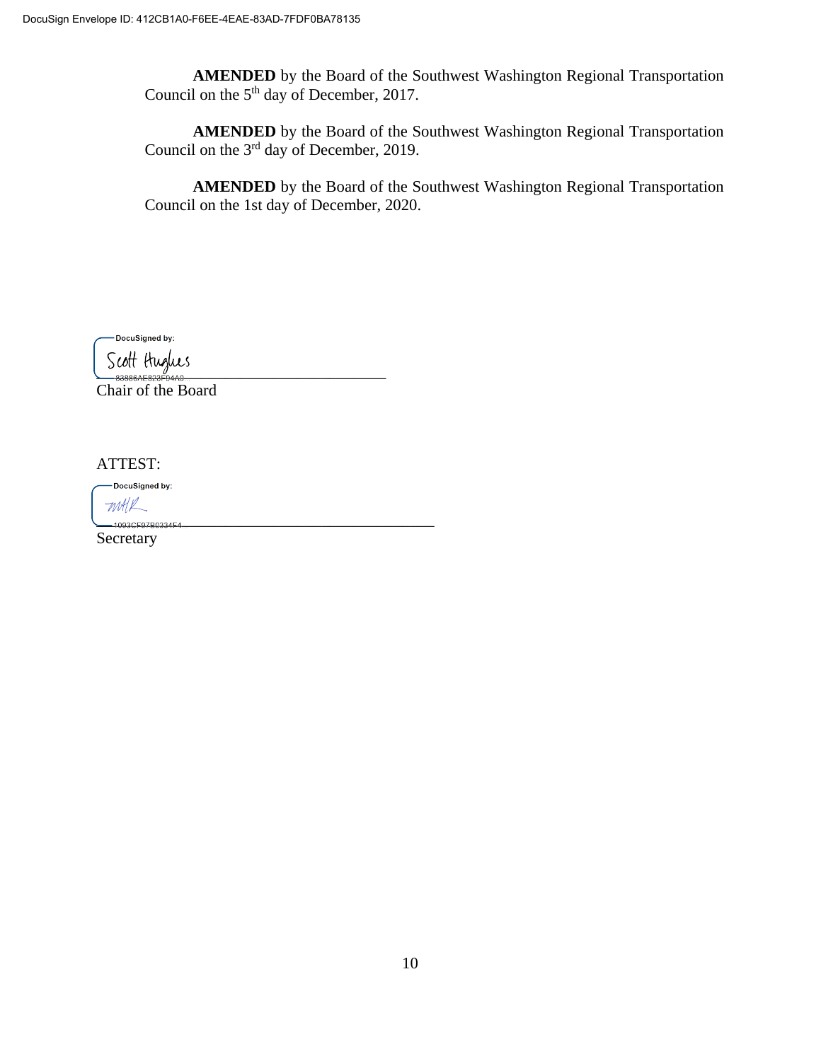DocuSign Envelope ID: 412CB1A0-F6EE-4EAE-83AD-7FDF0BA78135

**AMENDED** by the Board of the Southwest Washington Regional Transportation Council on the 5th day of December, 2017.

**AMENDED** by the Board of the Southwest Washington Regional Transportation Council on the 3rd day of December, 2019.

**AMENDED** by the Board of the Southwest Washington Regional Transportation Council on the 1st day of December, 2020.

DocuSigned by:
Scott Hughes
83886AE822F94A0...
Chair of the Board

ATTEST:

DocuSigned by:
MHR
1093CF97B0334F4...
Secretary